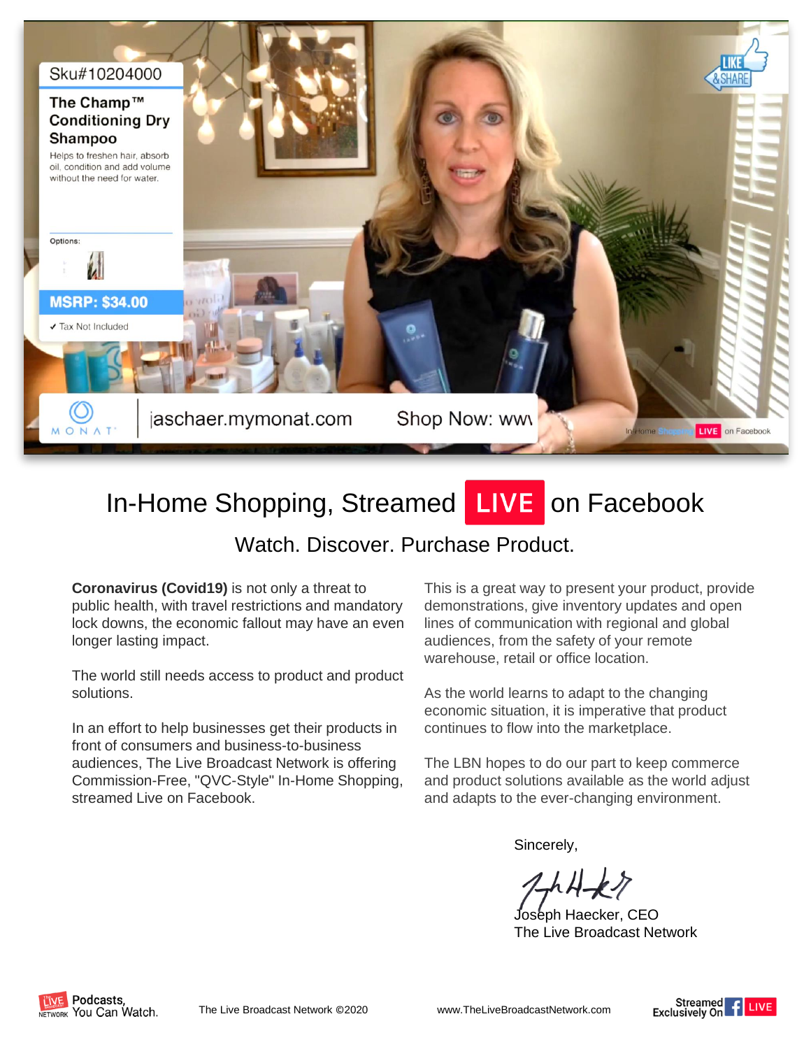# In-Home Shopping, Streamed LIVE on Facebook

## Watch. Discover. Purchase Product.

**Coronavirus (Covid19)** is not only a threat to public health, with travel restrictions and mandatory lock downs, the economic fallout may have an even longer lasting impact.

The world still needs access to product and product solutions.

In an effort to help businesses get their products in front of consumers and business-to-business audiences, The Live Broadcast Network is offering Commission-Free, "QVC-Style" In-Home Shopping, streamed Live on Facebook.

This is a great way to present your product, provide demonstrations, give inventory updates and open lines of communication with regional and global audiences, from the safety of your remote warehouse, retail or office location.

As the world learns to adapt to the changing economic situation, it is imperative that product continues to flow into the marketplace.

The LBN hopes to do our part to keep commerce and product solutions available as the world adjust and adapts to the ever-changing environment.

Sincerely,

Joseph Haecker, CEO
The Live Broadcast Network

Podcasts, You Can Watch. The Live Broadcast Network ©2020 www.TheLiveBroadcastNetwork.com Streamed Exclusively On LIVE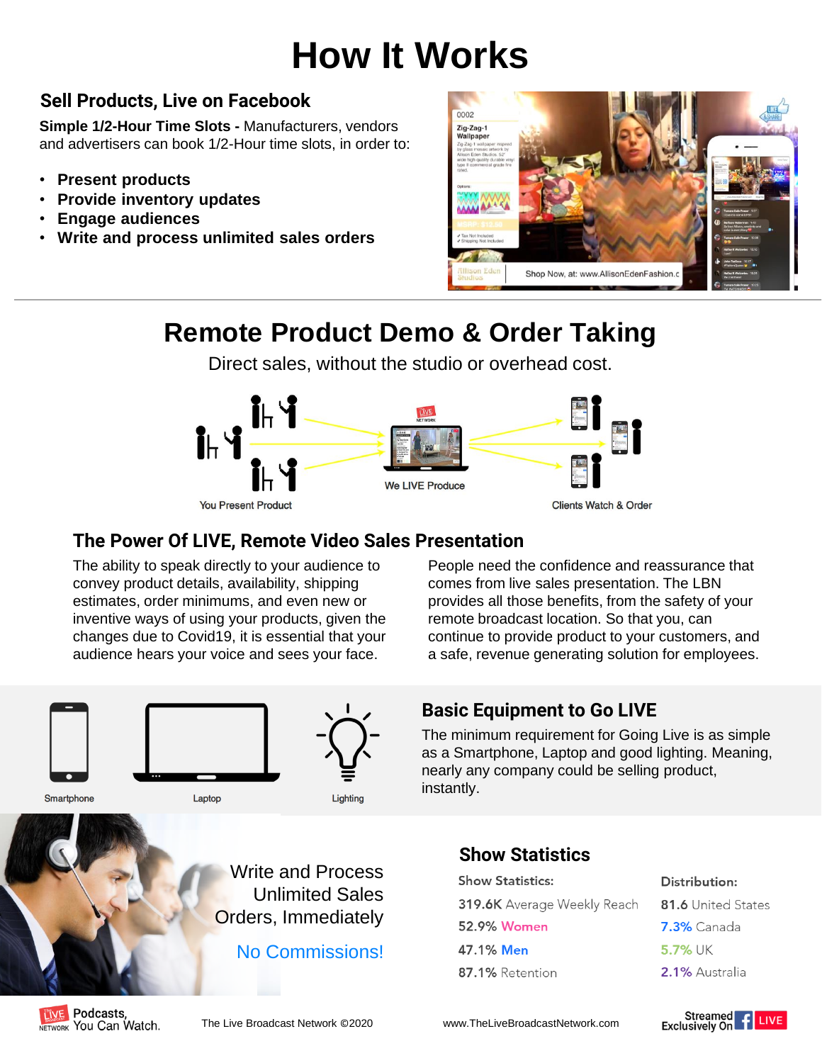# How It Works

## Sell Products, Live on Facebook

**Simple 1/2-Hour Time Slots -** Manufacturers, vendors and advertisers can book 1/2-Hour time slots, in order to:

- **Present products**
- **Provide inventory updates**
- **Engage audiences**
- **Write and process unlimited sales orders**

## Remote Product Demo & Order Taking

Direct sales, without the studio or overhead cost.

You Present Product

We LIVE Produce

Clients Watch & Order

### The Power Of LIVE, Remote Video Sales Presentation

The ability to speak directly to your audience to convey product details, availability, shipping estimates, order minimums, and even new or inventive ways of using your products, given the changes due to Covid19, it is essential that your audience hears your voice and sees your face.

People need the confidence and reassurance that comes from live sales presentation. The LBN provides all those benefits, from the safety of your remote broadcast location. So that you, can continue to provide product to your customers, and a safe, revenue generating solution for employees.

Smartphone

Laptop

Lighting

### Basic Equipment to Go LIVE

The minimum requirement for Going Live is as simple as a Smartphone, Laptop and good lighting. Meaning, nearly any company could be selling product, instantly.

Write and Process Unlimited Sales Orders, Immediately

No Commissions!

### Show Statistics

| Show Statistics: | Distribution: |
|---|---|
| 319.6K Average Weekly Reach | 81.6 United States |
| 52.9% Women | 7.3% Canada |
| 47.1% Men | 5.7% UK |
| 87.1% Retention | 2.1% Australia |

Podcasts, You Can Watch. The Live Broadcast Network ©2020 www.TheLiveBroadcastNetwork.com Streamed Exclusively On LIVE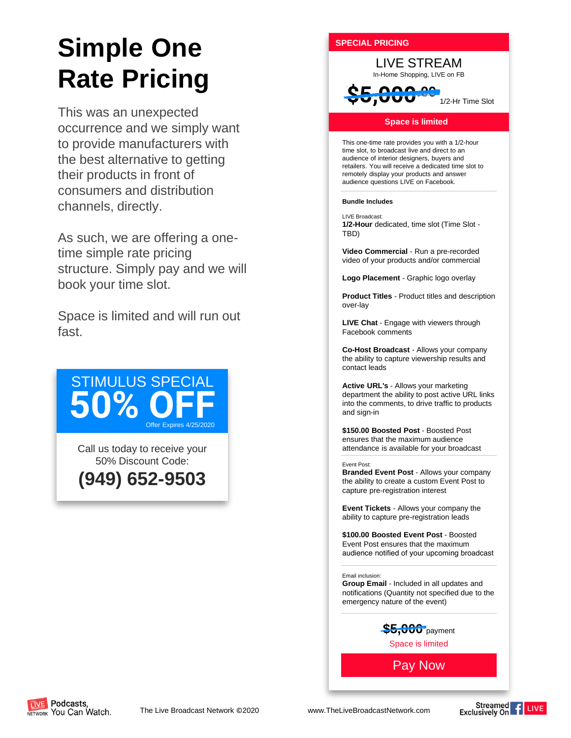# Simple One Rate Pricing

This was an unexpected occurrence and we simply want to provide manufacturers with the best alternative to getting their products in front of consumers and distribution channels, directly.

As such, we are offering a one-time simple rate pricing structure. Simply pay and we will book your time slot.

Space is limited and will run out fast.

STIMULUS SPECIAL

**50% OFF**

Offer Expires 4/25/2020

Call us today to receive your 50% Discount Code:

**(949) 652-9503**

---

**SPECIAL PRICING**

## LIVE STREAM

In-Home Shopping, LIVE on FB

~~$5,000.00~~ 1/2-Hr Time Slot

**Space is limited**

This one-time rate provides you with a 1/2-hour time slot, to broadcast live and direct to an audience of interior designers, buyers and retailers. You will receive a dedicated time slot to remotely display your products and answer audience questions LIVE on Facebook.

**Bundle Includes**

LIVE Broadcast:

**1/2-Hour** dedicated, time slot (Time Slot - TBD)

**Video Commercial** - Run a pre-recorded video of your products and/or commercial

**Logo Placement** - Graphic logo overlay

**Product Titles** - Product titles and description over-lay

**LIVE Chat** - Engage with viewers through Facebook comments

**Co-Host Broadcast** - Allows your company the ability to capture viewership results and contact leads

**Active URL's** - Allows your marketing department the ability to post active URL links into the comments, to drive traffic to products and sign-in

**$150.00 Boosted Post** - Boosted Post ensures that the maximum audience attendance is available for your broadcast

Event Post:

**Branded Event Post** - Allows your company the ability to create a custom Event Post to capture pre-registration interest

**Event Tickets** - Allows your company the ability to capture pre-registration leads

**$100.00 Boosted Event Post** - Boosted Event Post ensures that the maximum audience notified of your upcoming broadcast

Email inclusion:

**Group Email** - Included in all updates and notifications (Quantity not specified due to the emergency nature of the event)

~~$5,000~~ payment

Space is limited

Pay Now

Podcasts, You Can Watch.

The Live Broadcast Network ©2020

www.TheLiveBroadcastNetwork.com

Streamed Exclusively On LIVE